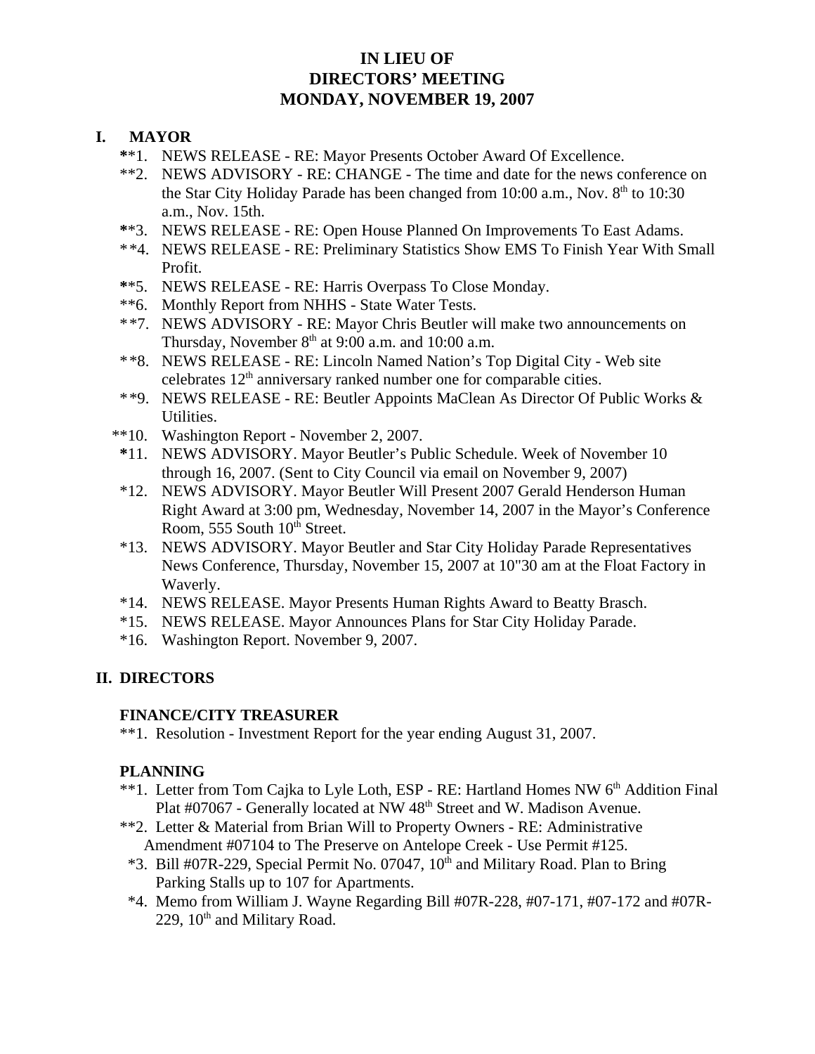# IN LIEU OF
# DIRECTORS' MEETING
# MONDAY, NOVEMBER 19, 2007

## I. MAYOR

**1. NEWS RELEASE - RE: Mayor Presents October Award Of Excellence.
**2. NEWS ADVISORY - RE: CHANGE - The time and date for the news conference on the Star City Holiday Parade has been changed from 10:00 a.m., Nov. 8th to 10:30 a.m., Nov. 15th.
**3. NEWS RELEASE - RE: Open House Planned On Improvements To East Adams.
**4. NEWS RELEASE - RE: Preliminary Statistics Show EMS To Finish Year With Small Profit.
**5. NEWS RELEASE - RE: Harris Overpass To Close Monday.
**6. Monthly Report from NHHS - State Water Tests.
**7. NEWS ADVISORY - RE: Mayor Chris Beutler will make two announcements on Thursday, November 8th at 9:00 a.m. and 10:00 a.m.
**8. NEWS RELEASE - RE: Lincoln Named Nation's Top Digital City - Web site celebrates 12th anniversary ranked number one for comparable cities.
**9. NEWS RELEASE - RE: Beutler Appoints MaClean As Director Of Public Works & Utilities.
**10. Washington Report - November 2, 2007.
*11. NEWS ADVISORY. Mayor Beutler's Public Schedule. Week of November 10 through 16, 2007. (Sent to City Council via email on November 9, 2007)
*12. NEWS ADVISORY. Mayor Beutler Will Present 2007 Gerald Henderson Human Right Award at 3:00 pm, Wednesday, November 14, 2007 in the Mayor's Conference Room, 555 South 10th Street.
*13. NEWS ADVISORY. Mayor Beutler and Star City Holiday Parade Representatives News Conference, Thursday, November 15, 2007 at 10"30 am at the Float Factory in Waverly.
*14. NEWS RELEASE. Mayor Presents Human Rights Award to Beatty Brasch.
*15. NEWS RELEASE. Mayor Announces Plans for Star City Holiday Parade.
*16. Washington Report. November 9, 2007.

## II. DIRECTORS

### FINANCE/CITY TREASURER

**1. Resolution - Investment Report for the year ending August 31, 2007.

### PLANNING

**1. Letter from Tom Cajka to Lyle Loth, ESP - RE: Hartland Homes NW 6th Addition Final Plat #07067 - Generally located at NW 48th Street and W. Madison Avenue.
**2. Letter & Material from Brian Will to Property Owners - RE: Administrative Amendment #07104 to The Preserve on Antelope Creek - Use Permit #125.
*3. Bill #07R-229, Special Permit No. 07047, 10th and Military Road. Plan to Bring Parking Stalls up to 107 for Apartments.
*4. Memo from William J. Wayne Regarding Bill #07R-228, #07-171, #07-172 and #07R-229, 10th and Military Road.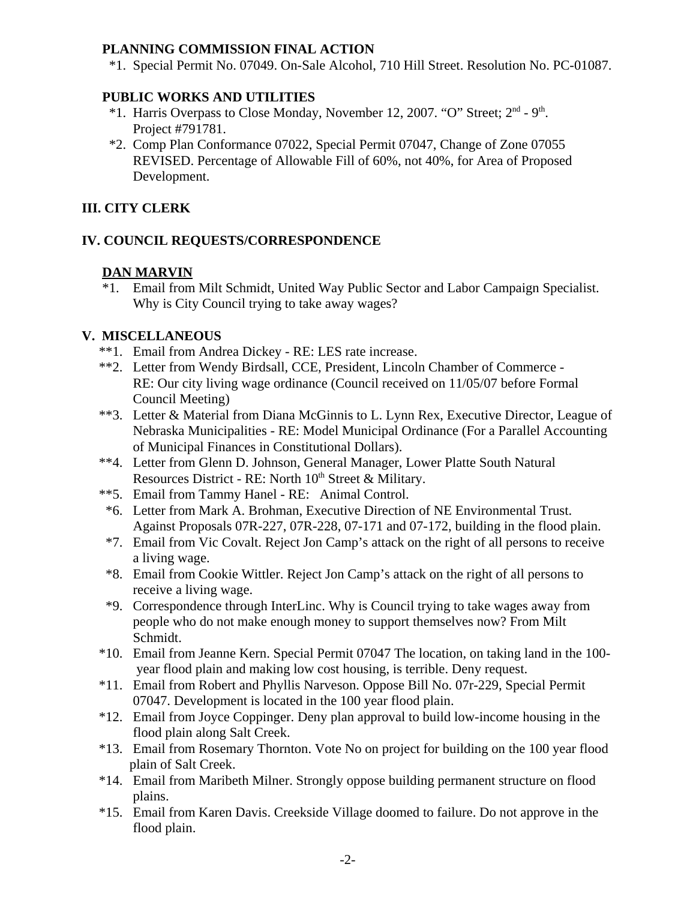**PLANNING COMMISSION FINAL ACTION**

*1. Special Permit No. 07049. On-Sale Alcohol, 710 Hill Street. Resolution No. PC-01087.

**PUBLIC WORKS AND UTILITIES**

*1. Harris Overpass to Close Monday, November 12, 2007. "O" Street; 2nd - 9th. Project #791781.

*2. Comp Plan Conformance 07022, Special Permit 07047, Change of Zone 07055 REVISED. Percentage of Allowable Fill of 60%, not 40%, for Area of Proposed Development.

## III. CITY CLERK

## IV. COUNCIL REQUESTS/CORRESPONDENCE

**DAN MARVIN**

*1. Email from Milt Schmidt, United Way Public Sector and Labor Campaign Specialist. Why is City Council trying to take away wages?

## V. MISCELLANEOUS

**1. Email from Andrea Dickey - RE: LES rate increase.

**2. Letter from Wendy Birdsall, CCE, President, Lincoln Chamber of Commerce - RE: Our city living wage ordinance (Council received on 11/05/07 before Formal Council Meeting)

**3. Letter & Material from Diana McGinnis to L. Lynn Rex, Executive Director, League of Nebraska Municipalities - RE: Model Municipal Ordinance (For a Parallel Accounting of Municipal Finances in Constitutional Dollars).

**4. Letter from Glenn D. Johnson, General Manager, Lower Platte South Natural Resources District - RE: North 10th Street & Military.

**5. Email from Tammy Hanel - RE: Animal Control.

*6. Letter from Mark A. Brohman, Executive Direction of NE Environmental Trust. Against Proposals 07R-227, 07R-228, 07-171 and 07-172, building in the flood plain.

*7. Email from Vic Covalt. Reject Jon Camp's attack on the right of all persons to receive a living wage.

*8. Email from Cookie Wittler. Reject Jon Camp's attack on the right of all persons to receive a living wage.

*9. Correspondence through InterLinc. Why is Council trying to take wages away from people who do not make enough money to support themselves now? From Milt Schmidt.

*10. Email from Jeanne Kern. Special Permit 07047 The location, on taking land in the 100-year flood plain and making low cost housing, is terrible. Deny request.

*11. Email from Robert and Phyllis Narveson. Oppose Bill No. 07r-229, Special Permit 07047. Development is located in the 100 year flood plain.

*12. Email from Joyce Coppinger. Deny plan approval to build low-income housing in the flood plain along Salt Creek.

*13. Email from Rosemary Thornton. Vote No on project for building on the 100 year flood plain of Salt Creek.

*14. Email from Maribeth Milner. Strongly oppose building permanent structure on flood plains.

*15. Email from Karen Davis. Creekside Village doomed to failure. Do not approve in the flood plain.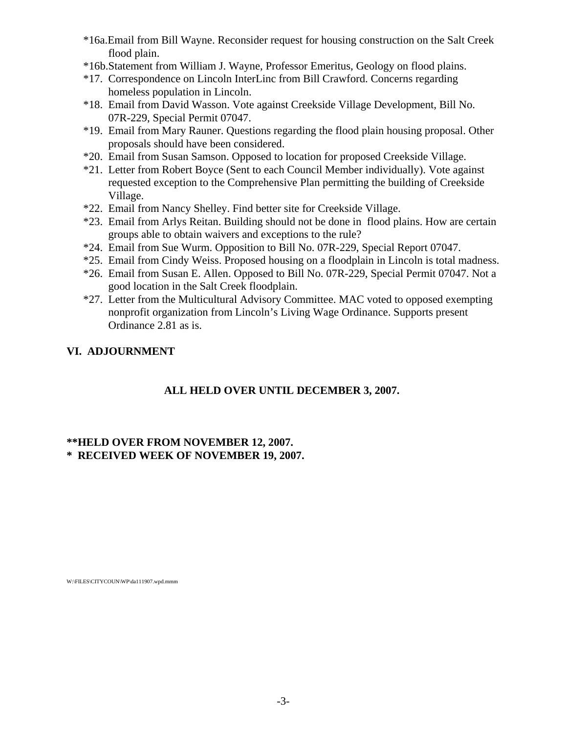*16a. Email from Bill Wayne. Reconsider request for housing construction on the Salt Creek flood plain.

*16b. Statement from William J. Wayne, Professor Emeritus, Geology on flood plains.

*17. Correspondence on Lincoln InterLinc from Bill Crawford. Concerns regarding homeless population in Lincoln.

*18. Email from David Wasson. Vote against Creekside Village Development, Bill No. 07R-229, Special Permit 07047.

*19. Email from Mary Rauner. Questions regarding the flood plain housing proposal. Other proposals should have been considered.

*20. Email from Susan Samson. Opposed to location for proposed Creekside Village.

*21. Letter from Robert Boyce (Sent to each Council Member individually). Vote against requested exception to the Comprehensive Plan permitting the building of Creekside Village.

*22. Email from Nancy Shelley. Find better site for Creekside Village.

*23. Email from Arlys Reitan. Building should not be done in flood plains. How are certain groups able to obtain waivers and exceptions to the rule?

*24. Email from Sue Wurm. Opposition to Bill No. 07R-229, Special Report 07047.

*25. Email from Cindy Weiss. Proposed housing on a floodplain in Lincoln is total madness.

*26. Email from Susan E. Allen. Opposed to Bill No. 07R-229, Special Permit 07047. Not a good location in the Salt Creek floodplain.

*27. Letter from the Multicultural Advisory Committee. MAC voted to opposed exempting nonprofit organization from Lincoln's Living Wage Ordinance. Supports present Ordinance 2.81 as is.

## VI. ADJOURNMENT

**ALL HELD OVER UNTIL DECEMBER 3, 2007.**

**\*\*HELD OVER FROM NOVEMBER 12, 2007.**
**\* RECEIVED WEEK OF NOVEMBER 19, 2007.**

W:\FILES\CITYCOUN\WP\da111907.wpd.mmm